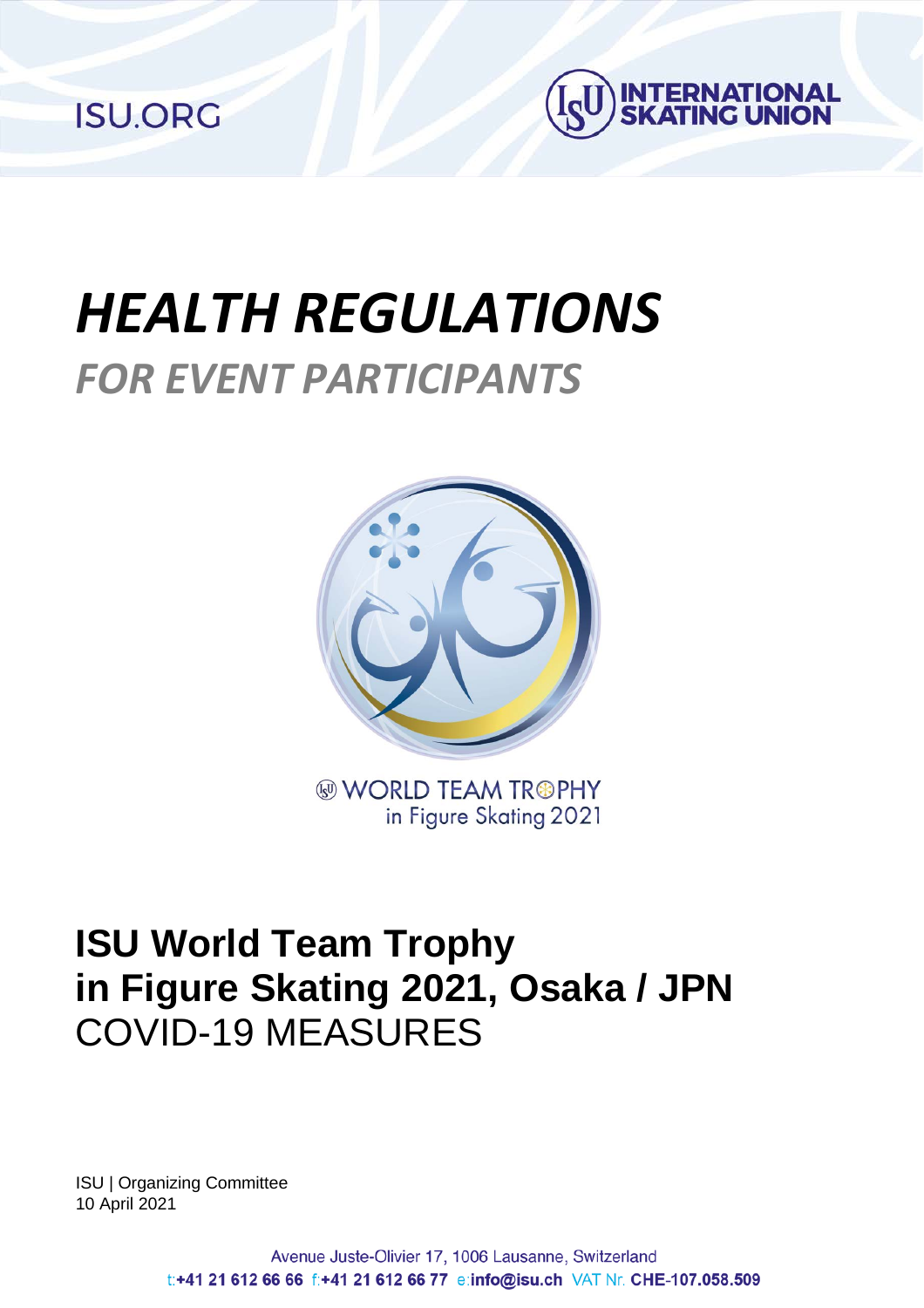ISU.ORG

INTERNATIONAL SKATING UNION

# *HEALTH REGULATIONS*

## *FOR EVENT PARTICIPANTS*

WORLD TEAM TROPHY
in Figure Skating 2021

# ISU World Team Trophy in Figure Skating 2021, Osaka / JPN

## COVID-19 MEASURES

ISU | Organizing Committee
10 April 2021

Avenue Juste-Olivier 17, 1006 Lausanne, Switzerland
t:+41 21 612 66 66 f:+41 21 612 66 77 e:info@isu.ch VAT Nr. CHE-107.058.509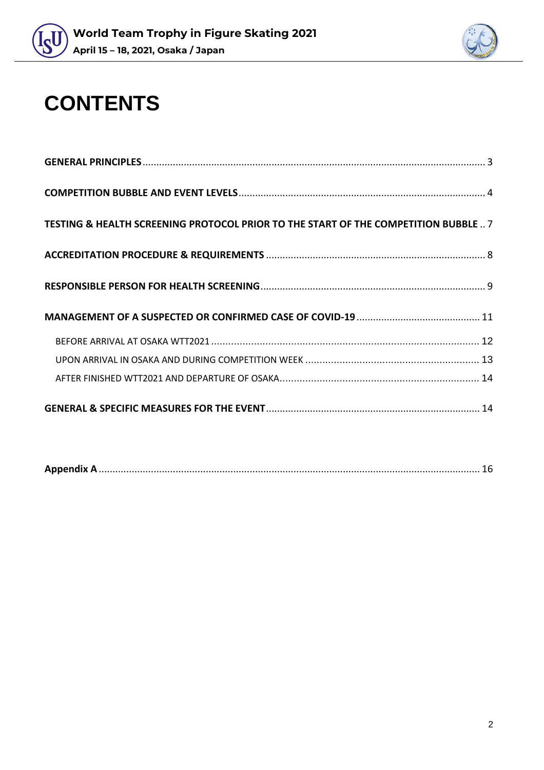# CONTENTS

**GENERAL PRINCIPLES** ........ 3

**COMPETITION BUBBLE AND EVENT LEVELS** ........ 4

**TESTING & HEALTH SCREENING PROTOCOL PRIOR TO THE START OF THE COMPETITION BUBBLE** .. 7

**ACCREDITATION PROCEDURE & REQUIREMENTS** ........ 8

**RESPONSIBLE PERSON FOR HEALTH SCREENING** ........ 9

**MANAGEMENT OF A SUSPECTED OR CONFIRMED CASE OF COVID-19** ........ 11

- BEFORE ARRIVAL AT OSAKA WTT2021 ........ 12
- UPON ARRIVAL IN OSAKA AND DURING COMPETITION WEEK ........ 13
- AFTER FINISHED WTT2021 AND DEPARTURE OF OSAKA ........ 14

**GENERAL & SPECIFIC MEASURES FOR THE EVENT** ........ 14

**Appendix A** ........ 16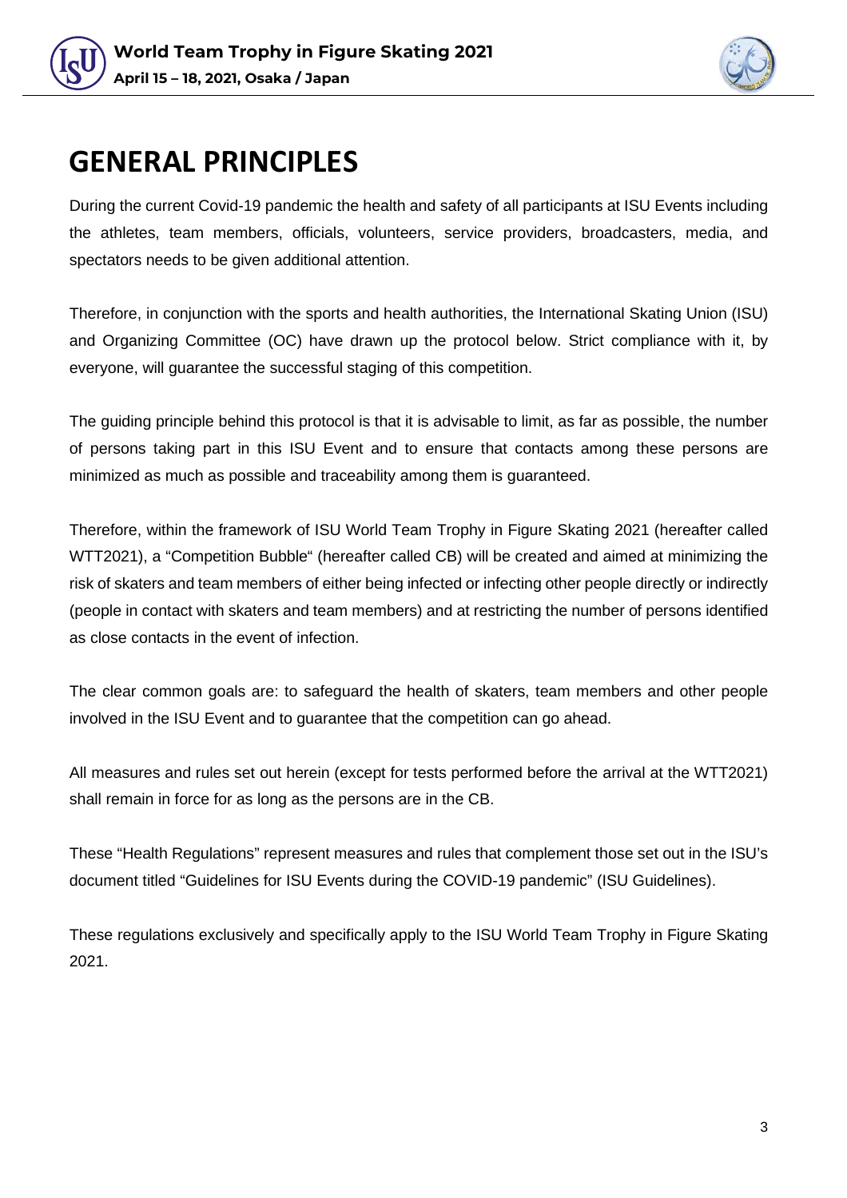# GENERAL PRINCIPLES

During the current Covid-19 pandemic the health and safety of all participants at ISU Events including the athletes, team members, officials, volunteers, service providers, broadcasters, media, and spectators needs to be given additional attention.

Therefore, in conjunction with the sports and health authorities, the International Skating Union (ISU) and Organizing Committee (OC) have drawn up the protocol below. Strict compliance with it, by everyone, will guarantee the successful staging of this competition.

The guiding principle behind this protocol is that it is advisable to limit, as far as possible, the number of persons taking part in this ISU Event and to ensure that contacts among these persons are minimized as much as possible and traceability among them is guaranteed.

Therefore, within the framework of ISU World Team Trophy in Figure Skating 2021 (hereafter called WTT2021), a "Competition Bubble" (hereafter called CB) will be created and aimed at minimizing the risk of skaters and team members of either being infected or infecting other people directly or indirectly (people in contact with skaters and team members) and at restricting the number of persons identified as close contacts in the event of infection.

The clear common goals are: to safeguard the health of skaters, team members and other people involved in the ISU Event and to guarantee that the competition can go ahead.

All measures and rules set out herein (except for tests performed before the arrival at the WTT2021) shall remain in force for as long as the persons are in the CB.

These "Health Regulations" represent measures and rules that complement those set out in the ISU's document titled "Guidelines for ISU Events during the COVID-19 pandemic" (ISU Guidelines).

These regulations exclusively and specifically apply to the ISU World Team Trophy in Figure Skating 2021.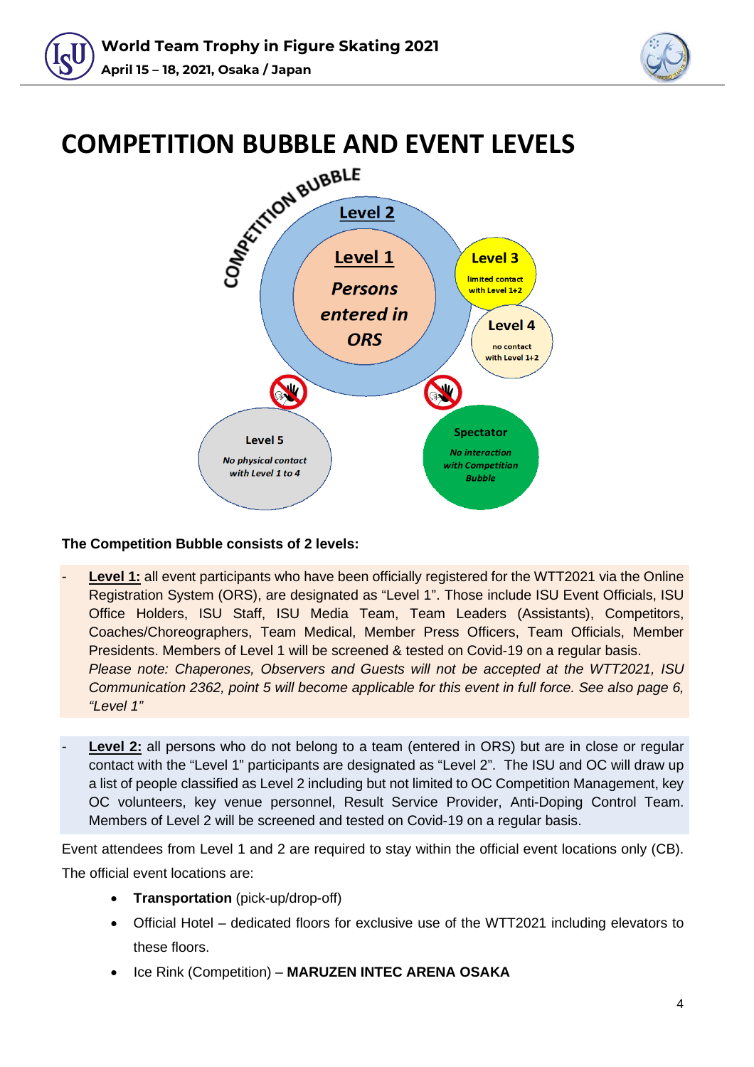# COMPETITION BUBBLE AND EVENT LEVELS

COMPETITION BUBBLE

Level 2

Level 1

*Persons entered in ORS*

Level 3

limited contact with Level 1+2

Level 4

no contact with Level 1+2

Level 5

*No physical contact with Level 1 to 4*

Spectator

*No interaction with Competition Bubble*

**The Competition Bubble consists of 2 levels:**

- **Level 1:** all event participants who have been officially registered for the WTT2021 via the Online Registration System (ORS), are designated as "Level 1". Those include ISU Event Officials, ISU Office Holders, ISU Staff, ISU Media Team, Team Leaders (Assistants), Competitors, Coaches/Choreographers, Team Medical, Member Press Officers, Team Officials, Member Presidents. Members of Level 1 will be screened & tested on Covid-19 on a regular basis.
  *Please note: Chaperones, Observers and Guests will not be accepted at the WTT2021, ISU Communication 2362, point 5 will become applicable for this event in full force. See also page 6, "Level 1"*

- **Level 2:** all persons who do not belong to a team (entered in ORS) but are in close or regular contact with the "Level 1" participants are designated as "Level 2". The ISU and OC will draw up a list of people classified as Level 2 including but not limited to OC Competition Management, key OC volunteers, key venue personnel, Result Service Provider, Anti-Doping Control Team. Members of Level 2 will be screened and tested on Covid-19 on a regular basis.

Event attendees from Level 1 and 2 are required to stay within the official event locations only (CB). The official event locations are:

- **Transportation** (pick-up/drop-off)
- Official Hotel – dedicated floors for exclusive use of the WTT2021 including elevators to these floors.
- Ice Rink (Competition) – **MARUZEN INTEC ARENA OSAKA**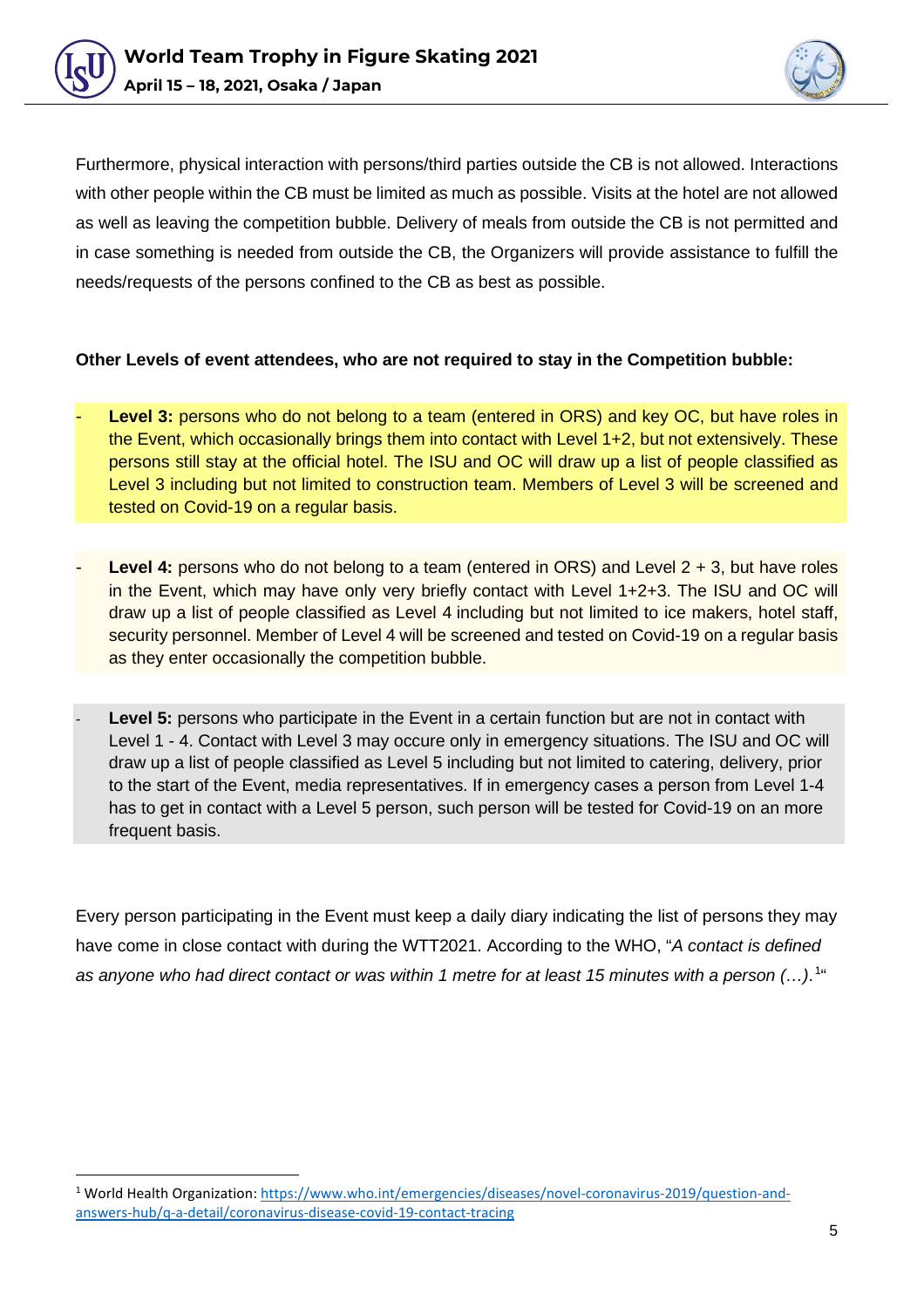Furthermore, physical interaction with persons/third parties outside the CB is not allowed. Interactions with other people within the CB must be limited as much as possible. Visits at the hotel are not allowed as well as leaving the competition bubble. Delivery of meals from outside the CB is not permitted and in case something is needed from outside the CB, the Organizers will provide assistance to fulfill the needs/requests of the persons confined to the CB as best as possible.

**Other Levels of event attendees, who are not required to stay in the Competition bubble:**

- **Level 3:** persons who do not belong to a team (entered in ORS) and key OC, but have roles in the Event, which occasionally brings them into contact with Level 1+2, but not extensively. These persons still stay at the official hotel. The ISU and OC will draw up a list of people classified as Level 3 including but not limited to construction team. Members of Level 3 will be screened and tested on Covid-19 on a regular basis.

- **Level 4:** persons who do not belong to a team (entered in ORS) and Level 2 + 3, but have roles in the Event, which may have only very briefly contact with Level 1+2+3. The ISU and OC will draw up a list of people classified as Level 4 including but not limited to ice makers, hotel staff, security personnel. Member of Level 4 will be screened and tested on Covid-19 on a regular basis as they enter occasionally the competition bubble.

- **Level 5:** persons who participate in the Event in a certain function but are not in contact with Level 1 - 4. Contact with Level 3 may occure only in emergency situations. The ISU and OC will draw up a list of people classified as Level 5 including but not limited to catering, delivery, prior to the start of the Event, media representatives. If in emergency cases a person from Level 1-4 has to get in contact with a Level 5 person, such person will be tested for Covid-19 on an more frequent basis.

Every person participating in the Event must keep a daily diary indicating the list of persons they may have come in close contact with during the WTT2021. According to the WHO, "*A contact is defined as anyone who had direct contact or was within 1 metre for at least 15 minutes with a person (…)*.[1]"

---

[1] World Health Organization: https://www.who.int/emergencies/diseases/novel-coronavirus-2019/question-and-answers-hub/q-a-detail/coronavirus-disease-covid-19-contact-tracing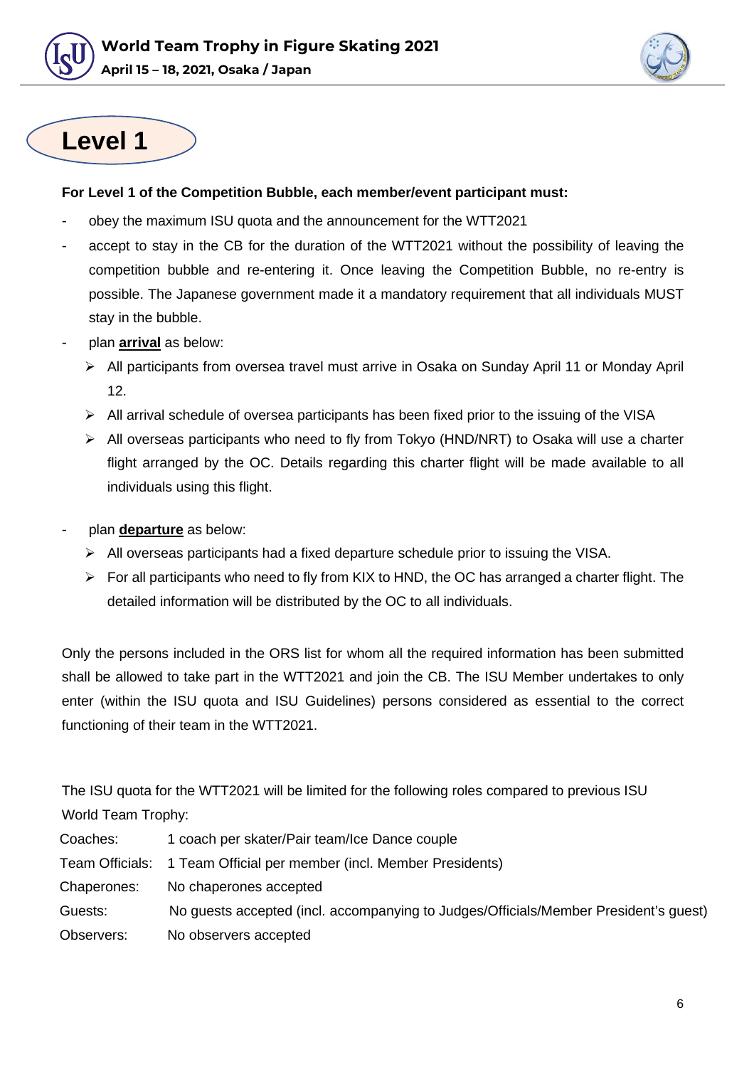# Level 1

**For Level 1 of the Competition Bubble, each member/event participant must:**

- obey the maximum ISU quota and the announcement for the WTT2021
- accept to stay in the CB for the duration of the WTT2021 without the possibility of leaving the competition bubble and re-entering it. Once leaving the Competition Bubble, no re-entry is possible. The Japanese government made it a mandatory requirement that all individuals MUST stay in the bubble.
- plan **arrival** as below:
  - All participants from oversea travel must arrive in Osaka on Sunday April 11 or Monday April 12.
  - All arrival schedule of oversea participants has been fixed prior to the issuing of the VISA
  - All overseas participants who need to fly from Tokyo (HND/NRT) to Osaka will use a charter flight arranged by the OC. Details regarding this charter flight will be made available to all individuals using this flight.
- plan **departure** as below:
  - All overseas participants had a fixed departure schedule prior to issuing the VISA.
  - For all participants who need to fly from KIX to HND, the OC has arranged a charter flight. The detailed information will be distributed by the OC to all individuals.

Only the persons included in the ORS list for whom all the required information has been submitted shall be allowed to take part in the WTT2021 and join the CB. The ISU Member undertakes to only enter (within the ISU quota and ISU Guidelines) persons considered as essential to the correct functioning of their team in the WTT2021.

The ISU quota for the WTT2021 will be limited for the following roles compared to previous ISU World Team Trophy:

| | |
|---|---|
| Coaches: | 1 coach per skater/Pair team/Ice Dance couple |
| Team Officials: | 1 Team Official per member (incl. Member Presidents) |
| Chaperones: | No chaperones accepted |
| Guests: | No guests accepted (incl. accompanying to Judges/Officials/Member President's guest) |
| Observers: | No observers accepted |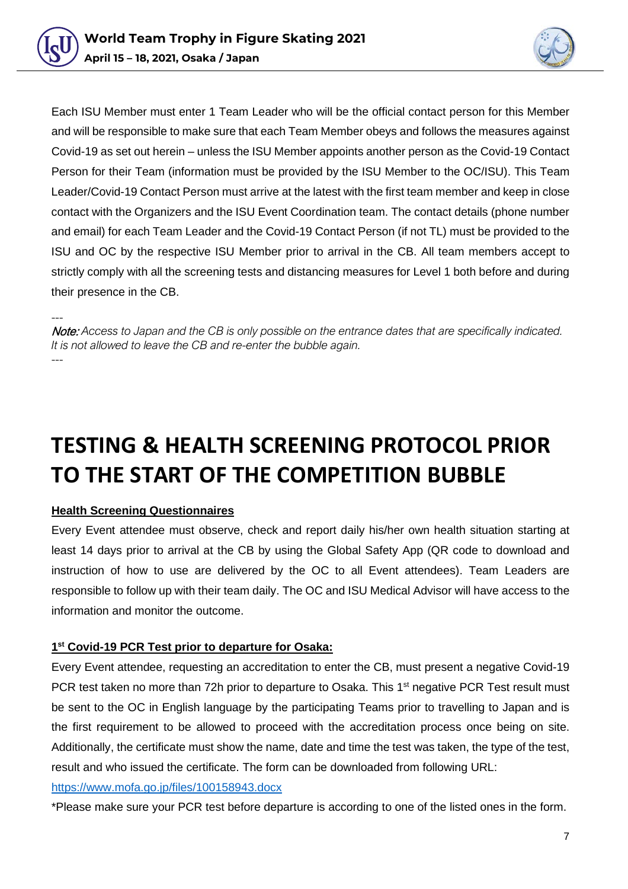Each ISU Member must enter 1 Team Leader who will be the official contact person for this Member and will be responsible to make sure that each Team Member obeys and follows the measures against Covid-19 as set out herein – unless the ISU Member appoints another person as the Covid-19 Contact Person for their Team (information must be provided by the ISU Member to the OC/ISU). This Team Leader/Covid-19 Contact Person must arrive at the latest with the first team member and keep in close contact with the Organizers and the ISU Event Coordination team. The contact details (phone number and email) for each Team Leader and the Covid-19 Contact Person (if not TL) must be provided to the ISU and OC by the respective ISU Member prior to arrival in the CB. All team members accept to strictly comply with all the screening tests and distancing measures for Level 1 both before and during their presence in the CB.

---

*Note: Access to Japan and the CB is only possible on the entrance dates that are specifically indicated. It is not allowed to leave the CB and re-enter the bubble again.*

---

# TESTING & HEALTH SCREENING PROTOCOL PRIOR TO THE START OF THE COMPETITION BUBBLE

**Health Screening Questionnaires**

Every Event attendee must observe, check and report daily his/her own health situation starting at least 14 days prior to arrival at the CB by using the Global Safety App (QR code to download and instruction of how to use are delivered by the OC to all Event attendees). Team Leaders are responsible to follow up with their team daily. The OC and ISU Medical Advisor will have access to the information and monitor the outcome.

**1st Covid-19 PCR Test prior to departure for Osaka:**

Every Event attendee, requesting an accreditation to enter the CB, must present a negative Covid-19 PCR test taken no more than 72h prior to departure to Osaka. This 1st negative PCR Test result must be sent to the OC in English language by the participating Teams prior to travelling to Japan and is the first requirement to be allowed to proceed with the accreditation process once being on site. Additionally, the certificate must show the name, date and time the test was taken, the type of the test, result and who issued the certificate. The form can be downloaded from following URL:

https://www.mofa.go.jp/files/100158943.docx

*Please make sure your PCR test before departure is according to one of the listed ones in the form.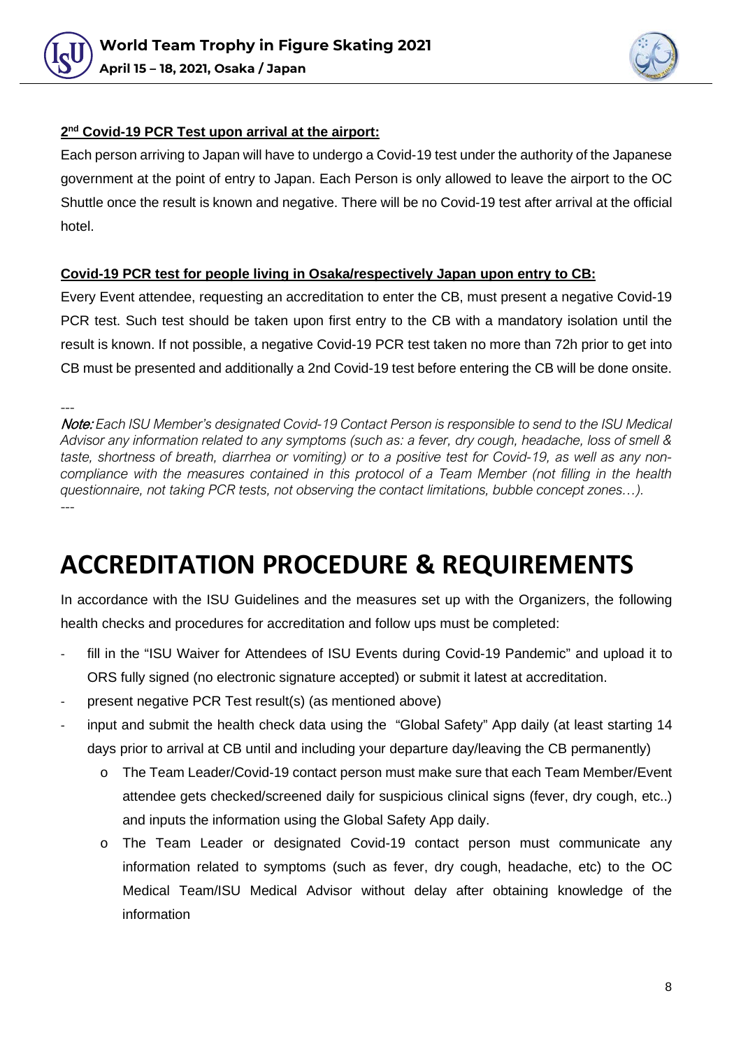**2nd Covid-19 PCR Test upon arrival at the airport:**

Each person arriving to Japan will have to undergo a Covid-19 test under the authority of the Japanese government at the point of entry to Japan. Each Person is only allowed to leave the airport to the OC Shuttle once the result is known and negative. There will be no Covid-19 test after arrival at the official hotel.

**Covid-19 PCR test for people living in Osaka/respectively Japan upon entry to CB:**

Every Event attendee, requesting an accreditation to enter the CB, must present a negative Covid-19 PCR test. Such test should be taken upon first entry to the CB with a mandatory isolation until the result is known. If not possible, a negative Covid-19 PCR test taken no more than 72h prior to get into CB must be presented and additionally a 2nd Covid-19 test before entering the CB will be done onsite.

---

***Note:*** *Each ISU Member's designated Covid-19 Contact Person is responsible to send to the ISU Medical Advisor any information related to any symptoms (such as: a fever, dry cough, headache, loss of smell & taste, shortness of breath, diarrhea or vomiting) or to a positive test for Covid-19, as well as any non-compliance with the measures contained in this protocol of a Team Member (not filling in the health questionnaire, not taking PCR tests, not observing the contact limitations, bubble concept zones…).*

---

# ACCREDITATION PROCEDURE & REQUIREMENTS

In accordance with the ISU Guidelines and the measures set up with the Organizers, the following health checks and procedures for accreditation and follow ups must be completed:

- fill in the "ISU Waiver for Attendees of ISU Events during Covid-19 Pandemic" and upload it to ORS fully signed (no electronic signature accepted) or submit it latest at accreditation.
- present negative PCR Test result(s) (as mentioned above)
- input and submit the health check data using the "Global Safety" App daily (at least starting 14 days prior to arrival at CB until and including your departure day/leaving the CB permanently)
  - o The Team Leader/Covid-19 contact person must make sure that each Team Member/Event attendee gets checked/screened daily for suspicious clinical signs (fever, dry cough, etc..) and inputs the information using the Global Safety App daily.
  - o The Team Leader or designated Covid-19 contact person must communicate any information related to symptoms (such as fever, dry cough, headache, etc) to the OC Medical Team/ISU Medical Advisor without delay after obtaining knowledge of the information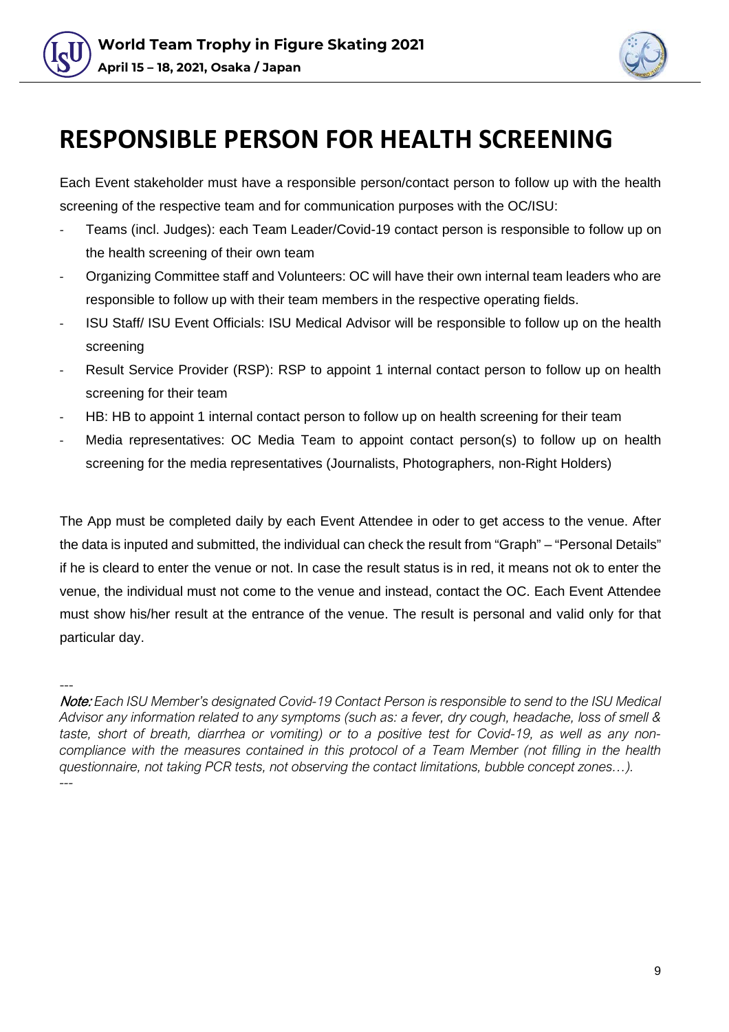# RESPONSIBLE PERSON FOR HEALTH SCREENING

Each Event stakeholder must have a responsible person/contact person to follow up with the health screening of the respective team and for communication purposes with the OC/ISU:

- Teams (incl. Judges): each Team Leader/Covid-19 contact person is responsible to follow up on the health screening of their own team
- Organizing Committee staff and Volunteers: OC will have their own internal team leaders who are responsible to follow up with their team members in the respective operating fields.
- ISU Staff/ ISU Event Officials: ISU Medical Advisor will be responsible to follow up on the health screening
- Result Service Provider (RSP): RSP to appoint 1 internal contact person to follow up on health screening for their team
- HB: HB to appoint 1 internal contact person to follow up on health screening for their team
- Media representatives: OC Media Team to appoint contact person(s) to follow up on health screening for the media representatives (Journalists, Photographers, non-Right Holders)

The App must be completed daily by each Event Attendee in oder to get access to the venue. After the data is inputed and submitted, the individual can check the result from "Graph" – "Personal Details" if he is cleard to enter the venue or not. In case the result status is in red, it means not ok to enter the venue, the individual must not come to the venue and instead, contact the OC. Each Event Attendee must show his/her result at the entrance of the venue. The result is personal and valid only for that particular day.

---

***Note:*** *Each ISU Member's designated Covid-19 Contact Person is responsible to send to the ISU Medical Advisor any information related to any symptoms (such as: a fever, dry cough, headache, loss of smell & taste, short of breath, diarrhea or vomiting) or to a positive test for Covid-19, as well as any non-compliance with the measures contained in this protocol of a Team Member (not filling in the health questionnaire, not taking PCR tests, not observing the contact limitations, bubble concept zones…).*

---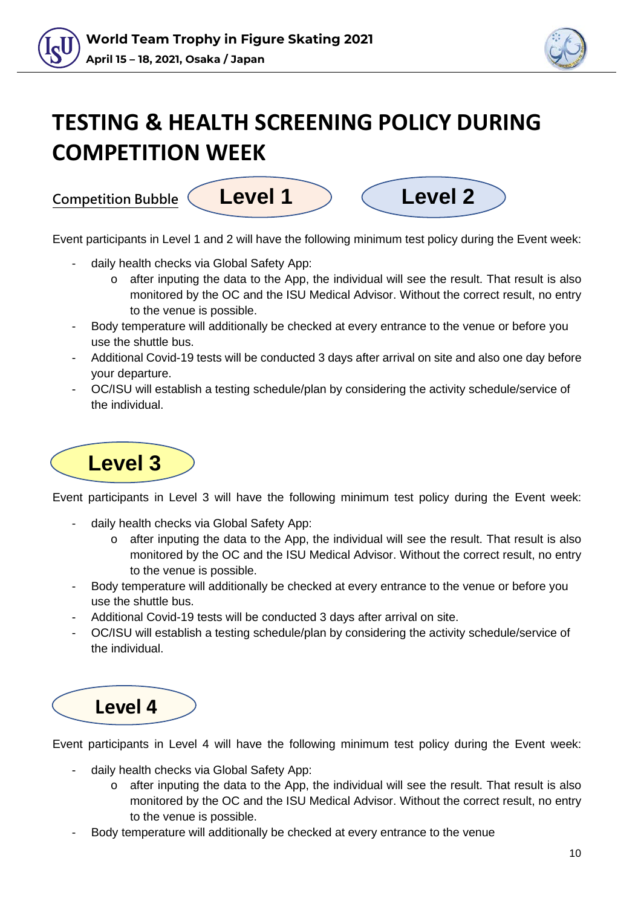# TESTING & HEALTH SCREENING POLICY DURING COMPETITION WEEK

**Competition Bubble** — **Level 1** — **Level 2**

Event participants in Level 1 and 2 will have the following minimum test policy during the Event week:

- daily health checks via Global Safety App:
  - after inputing the data to the App, the individual will see the result. That result is also monitored by the OC and the ISU Medical Advisor. Without the correct result, no entry to the venue is possible.
- Body temperature will additionally be checked at every entrance to the venue or before you use the shuttle bus.
- Additional Covid-19 tests will be conducted 3 days after arrival on site and also one day before your departure.
- OC/ISU will establish a testing schedule/plan by considering the activity schedule/service of the individual.

## Level 3

Event participants in Level 3 will have the following minimum test policy during the Event week:

- daily health checks via Global Safety App:
  - after inputing the data to the App, the individual will see the result. That result is also monitored by the OC and the ISU Medical Advisor. Without the correct result, no entry to the venue is possible.
- Body temperature will additionally be checked at every entrance to the venue or before you use the shuttle bus.
- Additional Covid-19 tests will be conducted 3 days after arrival on site.
- OC/ISU will establish a testing schedule/plan by considering the activity schedule/service of the individual.

## Level 4

Event participants in Level 4 will have the following minimum test policy during the Event week:

- daily health checks via Global Safety App:
  - after inputing the data to the App, the individual will see the result. That result is also monitored by the OC and the ISU Medical Advisor. Without the correct result, no entry to the venue is possible.
- Body temperature will additionally be checked at every entrance to the venue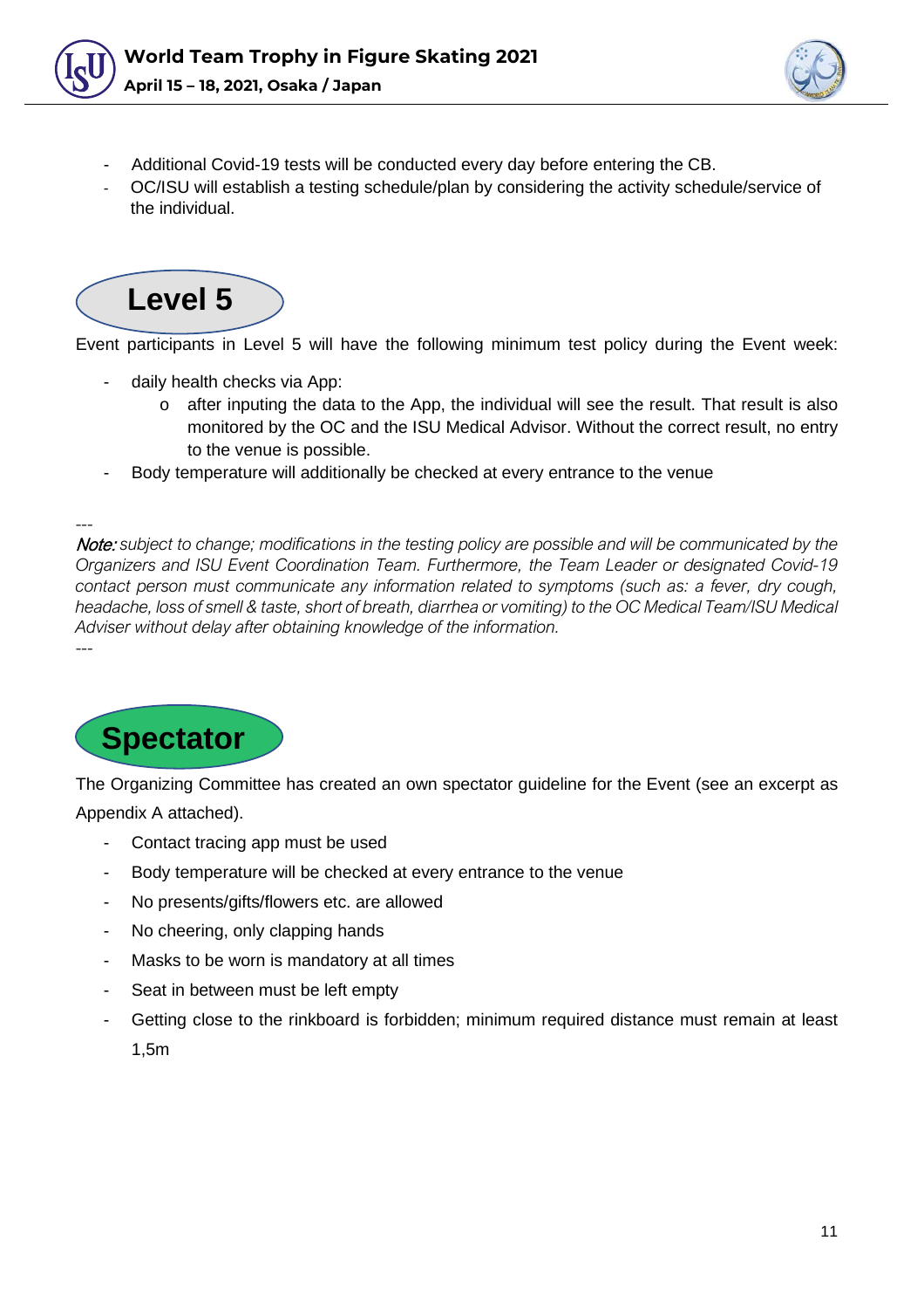- Additional Covid-19 tests will be conducted every day before entering the CB.
- OC/ISU will establish a testing schedule/plan by considering the activity schedule/service of the individual.

## Level 5

Event participants in Level 5 will have the following minimum test policy during the Event week:

- daily health checks via App:
  - after inputing the data to the App, the individual will see the result. That result is also monitored by the OC and the ISU Medical Advisor. Without the correct result, no entry to the venue is possible.
- Body temperature will additionally be checked at every entrance to the venue

---

*Note: subject to change; modifications in the testing policy are possible and will be communicated by the Organizers and ISU Event Coordination Team. Furthermore, the Team Leader or designated Covid-19 contact person must communicate any information related to symptoms (such as: a fever, dry cough, headache, loss of smell & taste, short of breath, diarrhea or vomiting) to the OC Medical Team/ISU Medical Adviser without delay after obtaining knowledge of the information.*

---

## Spectator

The Organizing Committee has created an own spectator guideline for the Event (see an excerpt as Appendix A attached).

- Contact tracing app must be used
- Body temperature will be checked at every entrance to the venue
- No presents/gifts/flowers etc. are allowed
- No cheering, only clapping hands
- Masks to be worn is mandatory at all times
- Seat in between must be left empty
- Getting close to the rinkboard is forbidden; minimum required distance must remain at least 1,5m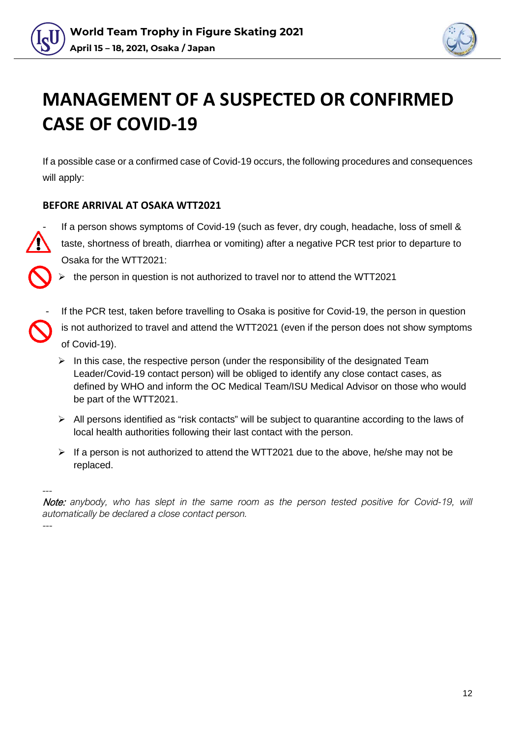# MANAGEMENT OF A SUSPECTED OR CONFIRMED CASE OF COVID-19

If a possible case or a confirmed case of Covid-19 occurs, the following procedures and consequences will apply:

### BEFORE ARRIVAL AT OSAKA WTT2021

- If a person shows symptoms of Covid-19 (such as fever, dry cough, headache, loss of smell & taste, shortness of breath, diarrhea or vomiting) after a negative PCR test prior to departure to Osaka for the WTT2021:
  - the person in question is not authorized to travel nor to attend the WTT2021

- If the PCR test, taken before travelling to Osaka is positive for Covid-19, the person in question is not authorized to travel and attend the WTT2021 (even if the person does not show symptoms of Covid-19).
  - In this case, the respective person (under the responsibility of the designated Team Leader/Covid-19 contact person) will be obliged to identify any close contact cases, as defined by WHO and inform the OC Medical Team/ISU Medical Advisor on those who would be part of the WTT2021.
  - All persons identified as "risk contacts" will be subject to quarantine according to the laws of local health authorities following their last contact with the person.
  - If a person is not authorized to attend the WTT2021 due to the above, he/she may not be replaced.

---

*Note: anybody, who has slept in the same room as the person tested positive for Covid-19, will automatically be declared a close contact person.*

---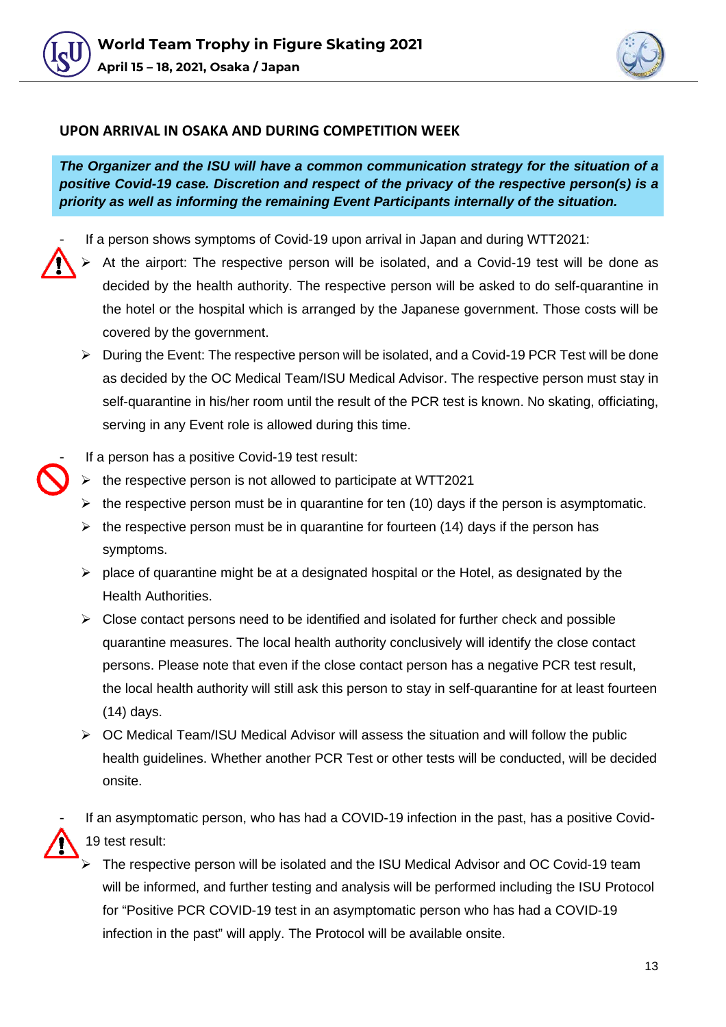## UPON ARRIVAL IN OSAKA AND DURING COMPETITION WEEK

***The Organizer and the ISU will have a common communication strategy for the situation of a positive Covid-19 case. Discretion and respect of the privacy of the respective person(s) is a priority as well as informing the remaining Event Participants internally of the situation.***

- If a person shows symptoms of Covid-19 upon arrival in Japan and during WTT2021:
  - At the airport: The respective person will be isolated, and a Covid-19 test will be done as decided by the health authority. The respective person will be asked to do self-quarantine in the hotel or the hospital which is arranged by the Japanese government. Those costs will be covered by the government.
  - During the Event: The respective person will be isolated, and a Covid-19 PCR Test will be done as decided by the OC Medical Team/ISU Medical Advisor. The respective person must stay in self-quarantine in his/her room until the result of the PCR test is known. No skating, officiating, serving in any Event role is allowed during this time.

- If a person has a positive Covid-19 test result:
  - the respective person is not allowed to participate at WTT2021
  - the respective person must be in quarantine for ten (10) days if the person is asymptomatic.
  - the respective person must be in quarantine for fourteen (14) days if the person has symptoms.
  - place of quarantine might be at a designated hospital or the Hotel, as designated by the Health Authorities.
  - Close contact persons need to be identified and isolated for further check and possible quarantine measures. The local health authority conclusively will identify the close contact persons. Please note that even if the close contact person has a negative PCR test result, the local health authority will still ask this person to stay in self-quarantine for at least fourteen (14) days.
  - OC Medical Team/ISU Medical Advisor will assess the situation and will follow the public health guidelines. Whether another PCR Test or other tests will be conducted, will be decided onsite.

- If an asymptomatic person, who has had a COVID-19 infection in the past, has a positive Covid-19 test result:
  - The respective person will be isolated and the ISU Medical Advisor and OC Covid-19 team will be informed, and further testing and analysis will be performed including the ISU Protocol for "Positive PCR COVID-19 test in an asymptomatic person who has had a COVID-19 infection in the past" will apply. The Protocol will be available onsite.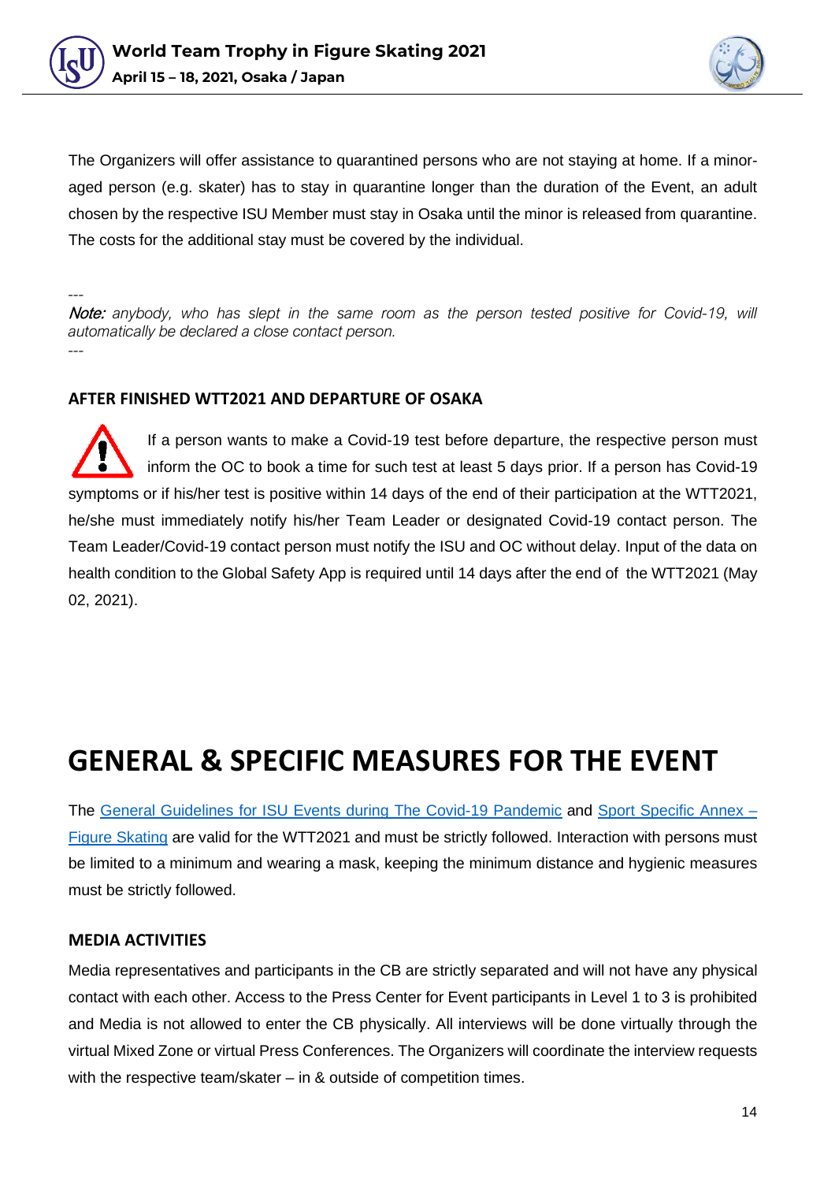The Organizers will offer assistance to quarantined persons who are not staying at home. If a minor-aged person (e.g. skater) has to stay in quarantine longer than the duration of the Event, an adult chosen by the respective ISU Member must stay in Osaka until the minor is released from quarantine. The costs for the additional stay must be covered by the individual.

---

***Note:*** *anybody, who has slept in the same room as the person tested positive for Covid-19, will automatically be declared a close contact person.*

---

### AFTER FINISHED WTT2021 AND DEPARTURE OF OSAKA

If a person wants to make a Covid-19 test before departure, the respective person must inform the OC to book a time for such test at least 5 days prior. If a person has Covid-19 symptoms or if his/her test is positive within 14 days of the end of their participation at the WTT2021, he/she must immediately notify his/her Team Leader or designated Covid-19 contact person. The Team Leader/Covid-19 contact person must notify the ISU and OC without delay. Input of the data on health condition to the Global Safety App is required until 14 days after the end of the WTT2021 (May 02, 2021).

# GENERAL & SPECIFIC MEASURES FOR THE EVENT

The [General Guidelines for ISU Events during The Covid-19 Pandemic] and [Sport Specific Annex – Figure Skating] are valid for the WTT2021 and must be strictly followed. Interaction with persons must be limited to a minimum and wearing a mask, keeping the minimum distance and hygienic measures must be strictly followed.

### MEDIA ACTIVITIES

Media representatives and participants in the CB are strictly separated and will not have any physical contact with each other. Access to the Press Center for Event participants in Level 1 to 3 is prohibited and Media is not allowed to enter the CB physically. All interviews will be done virtually through the virtual Mixed Zone or virtual Press Conferences. The Organizers will coordinate the interview requests with the respective team/skater – in & outside of competition times.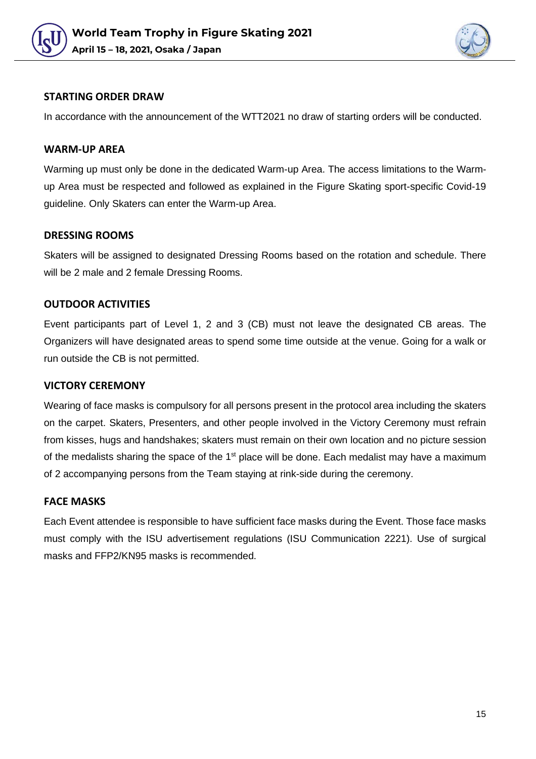## STARTING ORDER DRAW

In accordance with the announcement of the WTT2021 no draw of starting orders will be conducted.

## WARM-UP AREA

Warming up must only be done in the dedicated Warm-up Area. The access limitations to the Warm-up Area must be respected and followed as explained in the Figure Skating sport-specific Covid-19 guideline. Only Skaters can enter the Warm-up Area.

## DRESSING ROOMS

Skaters will be assigned to designated Dressing Rooms based on the rotation and schedule. There will be 2 male and 2 female Dressing Rooms.

## OUTDOOR ACTIVITIES

Event participants part of Level 1, 2 and 3 (CB) must not leave the designated CB areas. The Organizers will have designated areas to spend some time outside at the venue. Going for a walk or run outside the CB is not permitted.

## VICTORY CEREMONY

Wearing of face masks is compulsory for all persons present in the protocol area including the skaters on the carpet. Skaters, Presenters, and other people involved in the Victory Ceremony must refrain from kisses, hugs and handshakes; skaters must remain on their own location and no picture session of the medalists sharing the space of the 1st place will be done. Each medalist may have a maximum of 2 accompanying persons from the Team staying at rink-side during the ceremony.

## FACE MASKS

Each Event attendee is responsible to have sufficient face masks during the Event. Those face masks must comply with the ISU advertisement regulations (ISU Communication 2221). Use of surgical masks and FFP2/KN95 masks is recommended.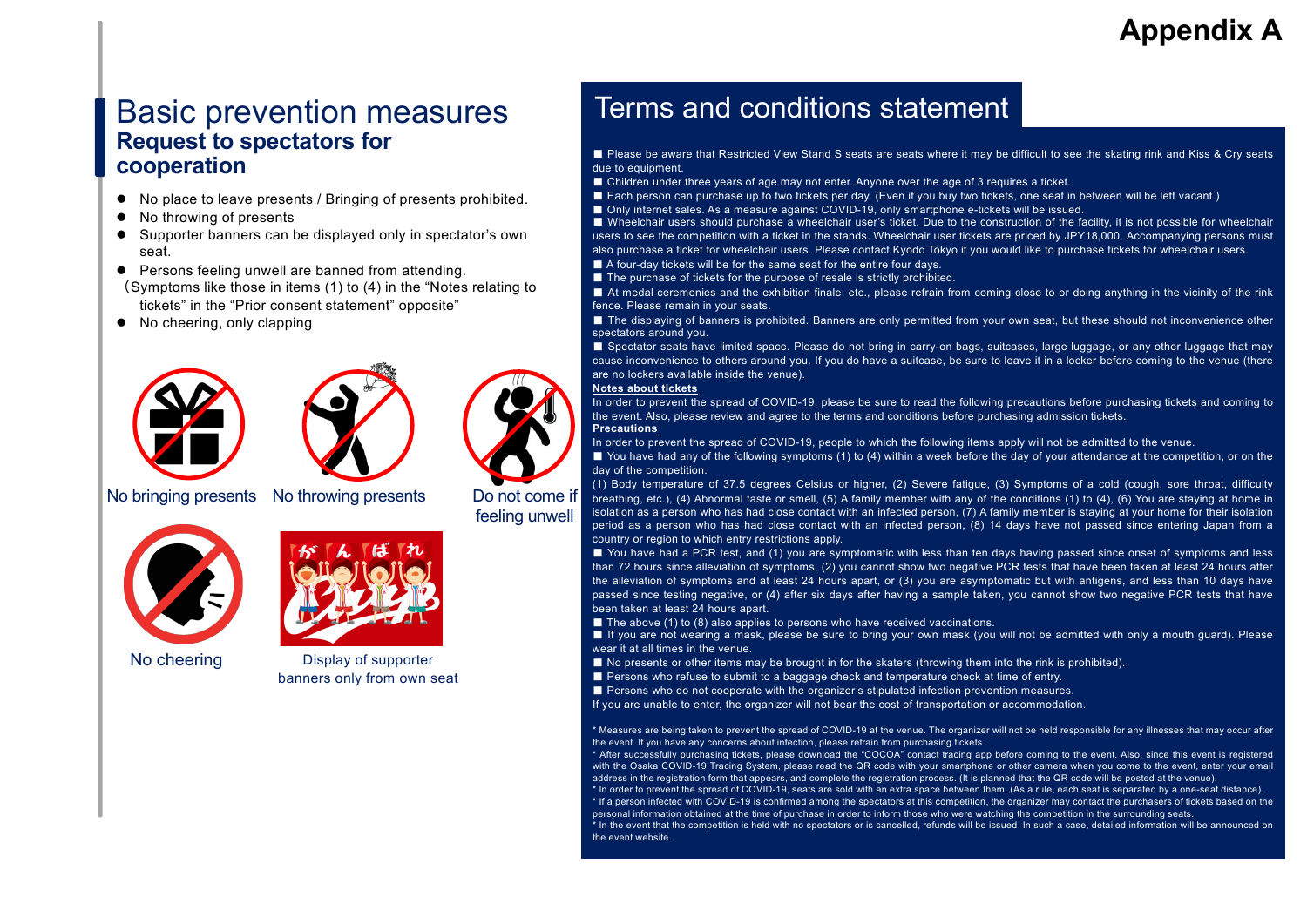# Appendix A

## Basic prevention measures

### Request to spectators for cooperation

- No place to leave presents / Bringing of presents prohibited.
- No throwing of presents
- Supporter banners can be displayed only in spectator's own seat.
- Persons feeling unwell are banned from attending. (Symptoms like those in items (1) to (4) in the "Notes relating to tickets" in the "Prior consent statement" opposite"
- No cheering, only clapping

No bringing presents

No throwing presents

Do not come if feeling unwell

No cheering

Display of supporter banners only from own seat

## Terms and conditions statement

■ Please be aware that Restricted View Stand S seats are seats where it may be difficult to see the skating rink and Kiss & Cry seats due to equipment.

■ Children under three years of age may not enter. Anyone over the age of 3 requires a ticket.

■ Each person can purchase up to two tickets per day. (Even if you buy two tickets, one seat in between will be left vacant.)

■ Only internet sales. As a measure against COVID-19, only smartphone e-tickets will be issued.

■ Wheelchair users should purchase a wheelchair user's ticket. Due to the construction of the facility, it is not possible for wheelchair users to see the competition with a ticket in the stands. Wheelchair user tickets are priced by JPY18,000. Accompanying persons must also purchase a ticket for wheelchair users. Please contact Kyodo Tokyo if you would like to purchase tickets for wheelchair users.

■ A four-day tickets will be for the same seat for the entire four days.

■ The purchase of tickets for the purpose of resale is strictly prohibited.

■ At medal ceremonies and the exhibition finale, etc., please refrain from coming close to or doing anything in the vicinity of the rink fence. Please remain in your seats.

■ The displaying of banners is prohibited. Banners are only permitted from your own seat, but these should not inconvenience other spectators around you.

■ Spectator seats have limited space. Please do not bring in carry-on bags, suitcases, large luggage, or any other luggage that may cause inconvenience to others around you. If you do have a suitcase, be sure to leave it in a locker before coming to the venue (there are no lockers available inside the venue).

**Notes about tickets**

In order to prevent the spread of COVID-19, please be sure to read the following precautions before purchasing tickets and coming to the event. Also, please review and agree to the terms and conditions before purchasing admission tickets.

**Precautions**

In order to prevent the spread of COVID-19, people to which the following items apply will not be admitted to the venue.

■ You have had any of the following symptoms (1) to (4) within a week before the day of your attendance at the competition, or on the day of the competition.

(1) Body temperature of 37.5 degrees Celsius or higher, (2) Severe fatigue, (3) Symptoms of a cold (cough, sore throat, difficulty breathing, etc.), (4) Abnormal taste or smell, (5) A family member with any of the conditions (1) to (4), (6) You are staying at home in isolation as a person who has had close contact with an infected person, (7) A family member is staying at your home for their isolation period as a person who has had close contact with an infected person, (8) 14 days have not passed since entering Japan from a country or region to which entry restrictions apply.

■ You have had a PCR test, and (1) you are symptomatic with less than ten days having passed since onset of symptoms and less than 72 hours since alleviation of symptoms, (2) you cannot show two negative PCR tests that have been taken at least 24 hours apart, or (3) you are asymptomatic but with antigens, and less than 10 days have passed since testing negative, or (4) after six days after having a sample taken, you cannot show two negative PCR tests that have been taken at least 24 hours apart.

■ The above (1) to (8) also applies to persons who have received vaccinations.

■ If you are not wearing a mask, please be sure to bring your own mask (you will not be admitted with only a mouth guard). Please wear it at all times in the venue.

■ No presents or other items may be brought in for the skaters (throwing them into the rink is prohibited).

■ Persons who refuse to submit to a baggage check and temperature check at time of entry.

■ Persons who do not cooperate with the organizer's stipulated infection prevention measures.

If you are unable to enter, the organizer will not bear the cost of transportation or accommodation.

* Measures are being taken to prevent the spread of COVID-19 at the venue. The organizer will not be held responsible for any illnesses that may occur after the event. If you have any concerns about infection, please refrain from purchasing tickets.

* After successfully purchasing tickets, please download the "COCOA" contact tracing app before coming to the event. Also, since this event is registered with the Osaka COVID-19 Tracing System, please read the QR code with your smartphone or other camera when you come to the event, enter your email address in the registration form that appears, and complete the registration process. (It is planned that the QR code will be posted at the venue).

* In order to prevent the spread of COVID-19, seats are sold with an extra space between them. (As a rule, each seat is separated by a one-seat distance).

* If a person infected with COVID-19 is confirmed among the spectators at this competition, the organizer may contact the purchasers of tickets based on the personal information obtained at the time of purchase in order to inform those who were watching the competition in the surrounding seats.

* In the event that the competition is held with no spectators or is cancelled, refunds will be issued. In such a case, detailed information will be announced on the event website.